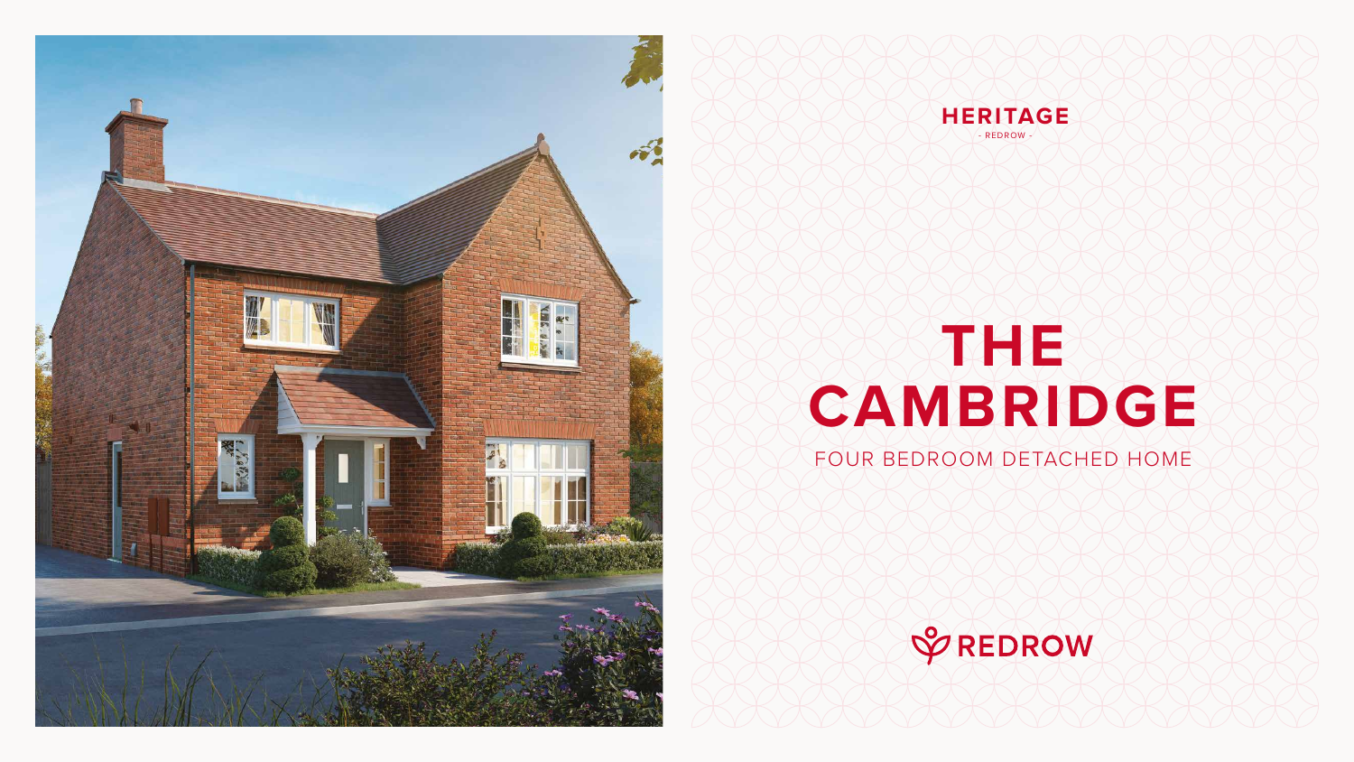HERITAGE
- REDROW -

# THE CAMBRIDGE

FOUR BEDROOM DETACHED HOME

REDROW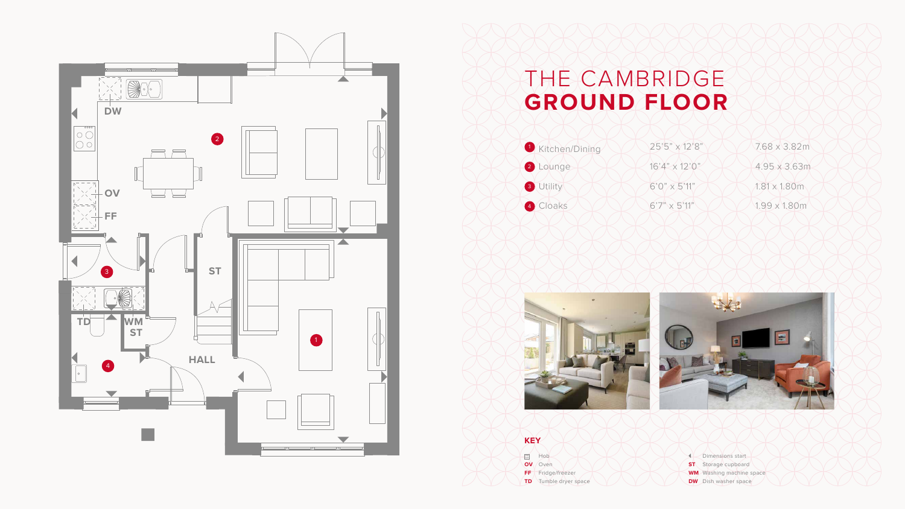# THE CAMBRIDGE
## GROUND FLOOR

| | | |
|---|---|---|
| 1 Kitchen/Dining | 25'5" x 12'8" | 7.68 x 3.82m |
| 2 Lounge | 16'4" x 12'0" | 4.95 x 3.63m |
| 3 Utility | 6'0" x 5'11" | 1.81 x 1.80m |
| 4 Cloaks | 6'7" x 5'11" | 1.99 x 1.80m |

DW

OV

FF

ST

TD

WM ST

HALL

### KEY

- Hob
- **OV** Oven
- **FF** Fridge/freezer
- **TD** Tumble dryer space
- Dimensions start
- **ST** Storage cupboard
- **WM** Washing machine space
- **DW** Dish washer space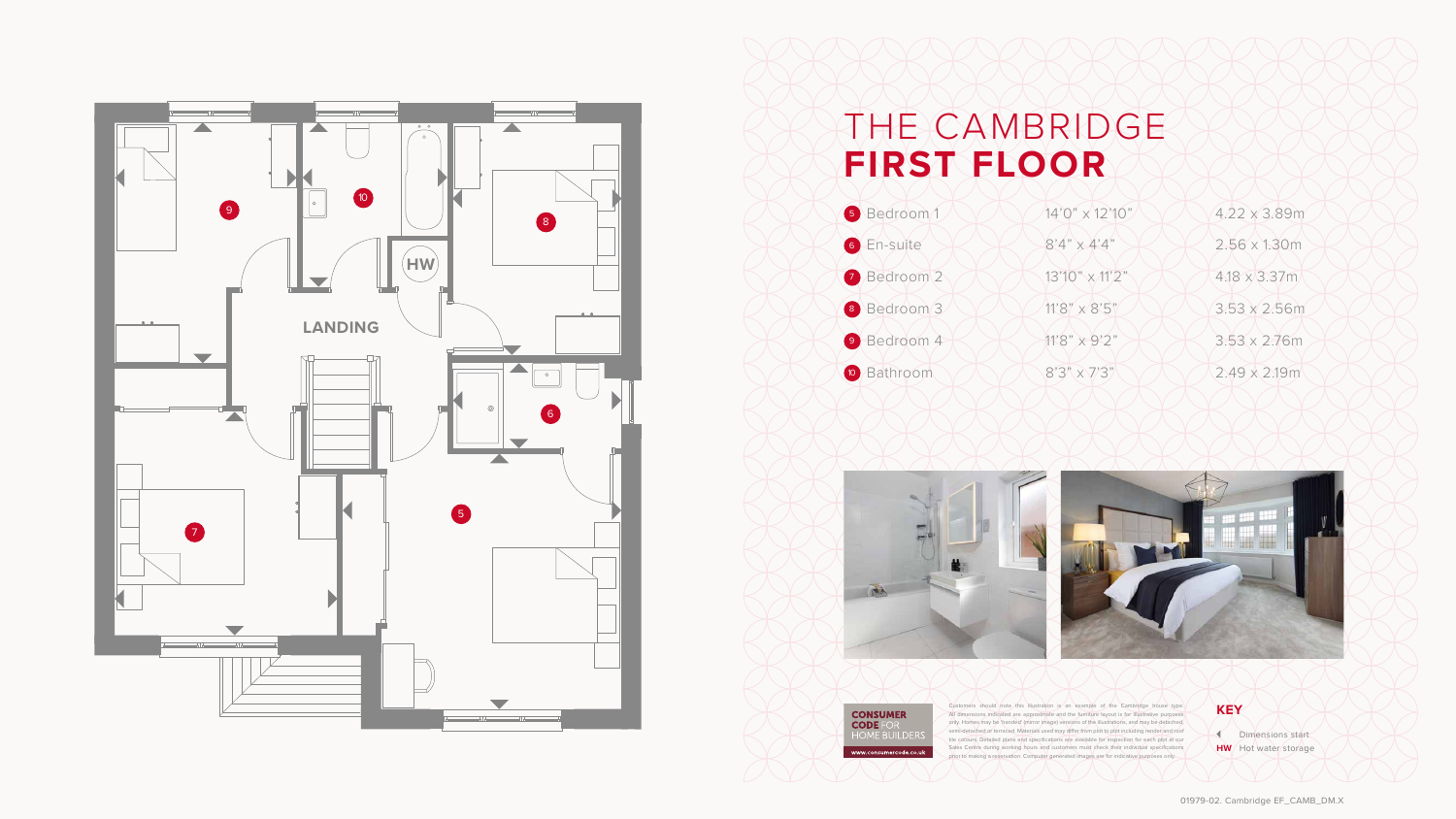# THE CAMBRIDGE
## FIRST FLOOR

| | | |
|---|---|---|
| 5 Bedroom 1 | 14'0" x 12'10" | 4.22 x 3.89m |
| 6 En-suite | 8'4" x 4'4" | 2.56 x 1.30m |
| 7 Bedroom 2 | 13'10" x 11'2" | 4.18 x 3.37m |
| 8 Bedroom 3 | 11'8" x 8'5" | 3.53 x 2.56m |
| 9 Bedroom 4 | 11'8" x 9'2" | 3.53 x 2.76m |
| 10 Bathroom | 8'3" x 7'3" | 2.49 x 2.19m |

LANDING

HW

CONSUMER CODE FOR HOME BUILDERS
www.consumercode.co.uk

Customers should note this illustration is an example of the Cambridge house type. All dimensions indicated are approximate and the furniture layout is for illustrative purposes only. Homes may be 'handed' (mirror image) versions of the illustrations, and may be detached, semi-detached or terraced. Materials used may differ from plot to plot including render and roof tile colours. Detailed plans and specifications are available for inspection for each plot at our Sales Centre during working hours and customers must check their individual specifications prior to making a reservation. Computer generated images are for indicative purposes only.

**KEY**

◀ Dimensions start

**HW** Hot water storage

01979-02. Cambridge EF_CAMB_DM.X